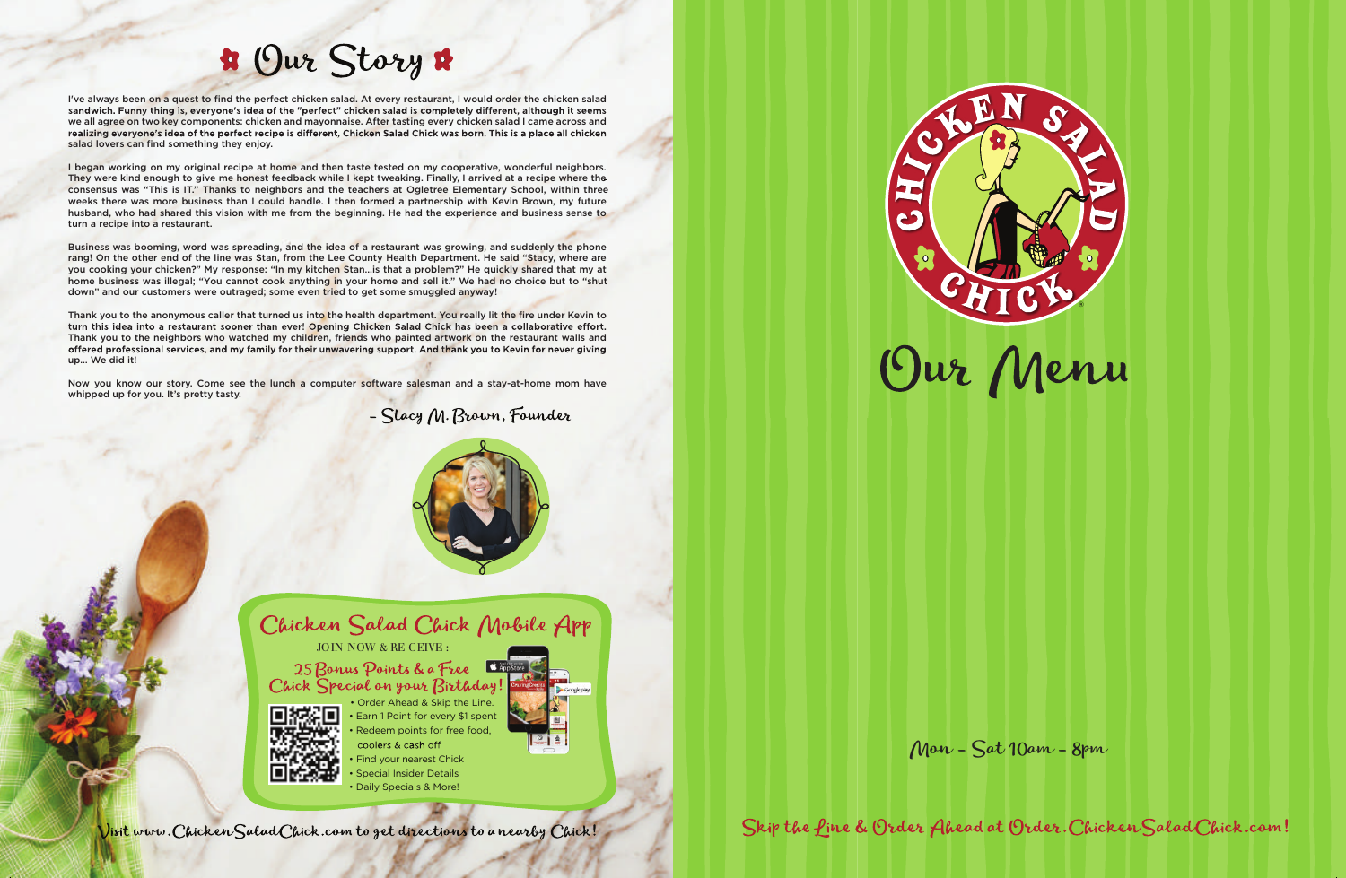# Our Story

I've always been on a quest to find the perfect chicken salad. At every restaurant, I would order the chicken salad sandwich. Funny thing is, everyone's idea of the "perfect" chicken salad is completely different, although it seems we all agree on two key components: chicken and mayonnaise. After tasting every chicken salad I came across and realizing everyone's idea of the perfect recipe is different, Chicken Salad Chick was born. This is a place all chicken salad lovers can find something they enjoy.

I began working on my original recipe at home and then taste tested on my cooperative, wonderful neighbors. They were kind enough to give me honest feedback while I kept tweaking. Finally, I arrived at a recipe where the consensus was "This is IT." Thanks to neighbors and the teachers at Ogletree Elementary School, within three weeks there was more business than I could handle. I then formed a partnership with Kevin Brown, my future husband, who had shared this vision with me from the beginning. He had the experience and business sense to turn a recipe into a restaurant.

Business was booming, word was spreading, and the idea of a restaurant was growing, and suddenly the phone rang! On the other end of the line was Stan, from the Lee County Health Department. He said "Stacy, where are you cooking your chicken?" My response: "In my kitchen Stan...is that a problem?" He quickly shared that my at home business was illegal; "You cannot cook anything in your home and sell it." We had no choice but to "shut down" and our customers were outraged; some even tried to get some smuggled anyway!

Thank you to the anonymous caller that turned us into the health department. You really lit the fire under Kevin to turn this idea into a restaurant sooner than ever! Opening Chicken Salad Chick has been a collaborative effort. Thank you to the neighbors who watched my children, friends who painted artwork on the restaurant walls and offered professional services, and my family for their unwavering support. And thank you to Kevin for never giving up... We did it!

Now you know our story. Come see the lunch a computer software salesman and a stay-at-home mom have whipped up for you. It's pretty tasty.

*- Stacy M. Brown, Founder*

## Chicken Salad Chick Mobile App

JOIN NOW & RECEIVE:

**25 Bonus Points & a Free Chick Special on your Birthday!**

- Order Ahead & Skip the Line.
- Earn 1 Point for every $1 spent
- Redeem points for free food, coolers & cash off
- Find your nearest Chick
- Special Insider Details
- Daily Specials & More!

Visit www.ChickenSaladChick.com to get directions to a nearby Chick!

CHICKEN SALAD CHICK®

# Our Menu

Mon - Sat 10am - 8pm

Skip the Line & Order Ahead at Order.ChickenSaladChick.com!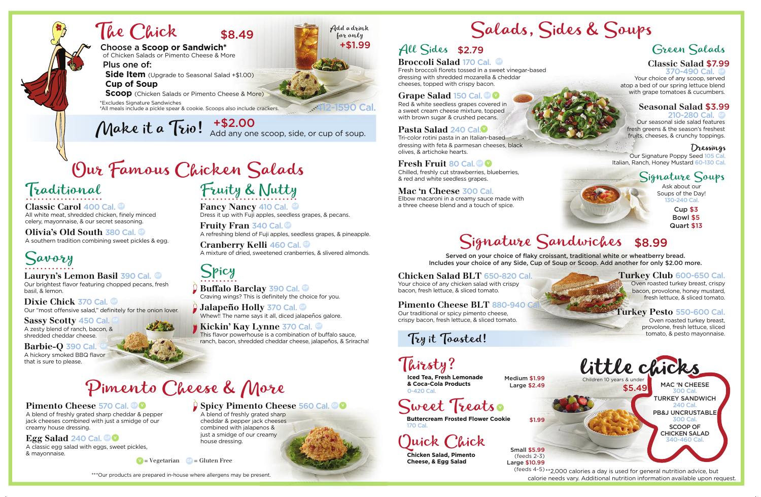# The Chick $8.49

Choose a **Scoop or Sandwich***
of Chicken Salads or Pimento Cheese & More

Plus one of:

- **Side Item** (Upgrade to Seasonal Salad +$1.00)
- **Cup of Soup**
- **Scoop** (Chicken Salads or Pimento Cheese & More)

*Excludes Signature Sandwiches
*All meals include a pickle spear & cookie. Scoops also include crackers.

Add a drink for only +$1.99

412-1590 Cal.

## Make it a Trio! +$2.00

Add any one scoop, side, or cup of soup.

# Our Famous Chicken Salads

## Traditional

**Classic Carol** 400 Cal. GF
All white meat, shredded chicken, finely minced celery, mayonnaise, & our secret seasoning.

**Olivia's Old South** 380 Cal. GF
A southern tradition combining sweet pickles & egg.

## Savory

**Lauryn's Lemon Basil** 390 Cal. GF
Our brightest flavor featuring chopped pecans, fresh basil, & lemon.

**Dixie Chick** 370 Cal. GF
Our "most offensive salad," definitely for the onion lover.

**Sassy Scotty** 450 Cal. GF
A zesty blend of ranch, bacon, & shredded cheddar cheese.

**Barbie-Q** 390 Cal. GF
A hickory smoked BBQ flavor that is sure to please.

## Fruity & Nutty

**Fancy Nancy** 410 Cal. GF
Dress it up with Fuji apples, seedless grapes, & pecans.

**Fruity Fran** 340 Cal. GF
A refreshing blend of Fuji apples, seedless grapes, & pineapple.

**Cranberry Kelli** 460 Cal. GF
A mixture of dried, sweetened cranberries, & slivered almonds.

## Spicy

**Buffalo Barclay** 390 Cal. GF
Craving wings? This is definitely the choice for you.

**Jalapeño Holly** 370 Cal. GF
Whew!! The name says it all, diced jalapeños galore.

**Kickin' Kay Lynne** 370 Cal. GF
This flavor powerhouse is a combination of buffalo sauce, ranch, bacon, shredded cheddar cheese, jalapeños, & Sriracha!

# Pimento Cheese & More

**Pimento Cheese** 570 Cal. GF V
A blend of freshly grated sharp cheddar & pepper jack cheeses combined with just a smidge of our creamy house dressing.

**Egg Salad** 240 Cal. GF V
A classic egg salad with eggs, sweet pickles, & mayonnaise.

**Spicy Pimento Cheese** 560 Cal. GF V
A blend of freshly grated sharp cheddar & pepper jack cheeses combined with jalapenos & just a smidge of our creamy house dressing.

V = Vegetarian GF = Gluten Free

***Our products are prepared in-house where allergens may be present.

# Salads, Sides & Soups

## All Sides $2.79

**Broccoli Salad** 170 Cal. GF
Fresh broccoli florets tossed in a sweet vinegar-based dressing with shredded mozarella & cheddar cheeses, topped with crispy bacon.

**Grape Salad** 150 Cal. GF V
Red & white seedless grapes covered in a sweet cream cheese mixture, topped with brown sugar & crushed pecans.

**Pasta Salad** 240 Cal. V
Tri-color rotini pasta in an Italian-based dressing with feta & parmesan cheeses, black olives, & artichoke hearts.

**Fresh Fruit** 80 Cal. GF V
Chilled, freshly cut strawberries, blueberries, & red and white seedless grapes.

**Mac 'n Cheese** 300 Cal.
Elbow macaroni in a creamy sauce made with a three cheese blend and a touch of spice.

## Green Salads

**Classic Salad $7.99**
370-490 Cal. GF
Your choice of any scoop, served atop a bed of our spring lettuce blend with grape tomatoes & cucumbers.

**Seasonal Salad $3.99**
210-280 Cal. GF
Our seasonal side salad features fresh greens & the season's freshest fruits, cheeses, & crunchy toppings.

### Dressings

Our Signature Poppy Seed 105 Cal.
Italian, Ranch, Honey Mustard 60-130 Cal.

## Signature Soups

Ask about our Soups of the Day!
130-240 Cal.

Cup $3
Bowl $5
Quart $13

# Signature Sandwiches $8.99

Served on your choice of flaky croissant, traditional white or wheatberry bread.
Includes your choice of any Side, Cup of Soup or Scoop. Add another for only $2.00 more.

**Chicken Salad BLT** 650-820 Cal.
Your choice of any chicken salad with crispy bacon, fresh lettuce, & sliced tomato.

**Pimento Cheese BLT** 880-940 Cal.
Our traditional or spicy pimento cheese, crispy bacon, fresh lettuce, & sliced tomato.

**Turkey Club** 600-650 Cal.
Oven roasted turkey breast, crispy bacon, provolone, honey mustard, fresh lettuce, & sliced tomato.

**Turkey Pesto** 550-600 Cal.
Oven roasted turkey breast, provolone, fresh lettuce, sliced tomato, & pesto mayonnaise.

Try it Toasted!

## Thirsty?

**Iced Tea, Fresh Lemonade & Coca-Cola Products**
0-420 Cal.

Medium $1.99
Large $2.49

## Sweet Treats V

**Buttercream Frosted Flower Cookie** $1.99
170 Cal.

## Quick Chick

**Chicken Salad, Pimento Cheese, & Egg Salad**

Small $5.99 (feeds 2-3)
Large $10.99 (feeds 4-5)

## little chicks

Children 10 years & under

$5.49

- MAC 'N CHEESE 300 Cal.
- TURKEY SANDWICH 240 Cal.
- PB&J UNCRUSTABLE 300 Cal.
- SCOOP OF CHICKEN SALAD 340-460 Cal.

**2,000 calories a day is used for general nutrition advice, but calorie needs vary. Additional nutrition information available upon request.